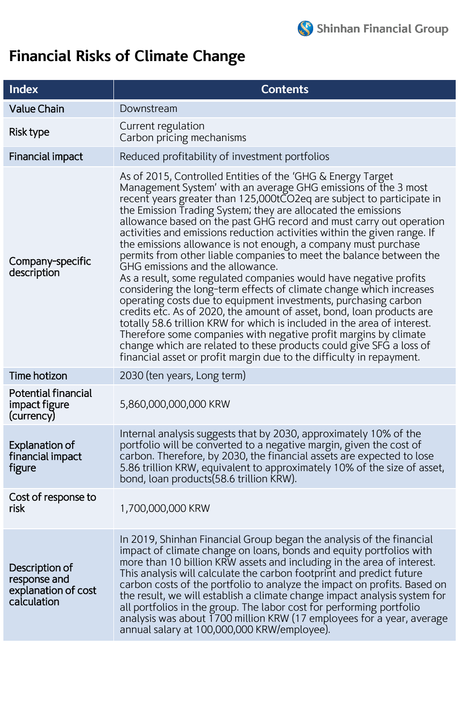# Financial Risks of Climate Change

| Index | Contents |
| --- | --- |
| Value Chain | Downstream |
| Risk type | Current regulation<br>Carbon pricing mechanisms |
| Financial impact | Reduced profitability of investment portfolios |
| Company-specific description | As of 2015, Controlled Entities of the 'GHG & Energy Target Management System' with an average GHG emissions of the 3 most recent years greater than 125,000tCO2eq are subject to participate in the Emission Trading System; they are allocated the emissions allowance based on the past GHG record and must carry out operation activities and emissions reduction activities within the given range. If the emissions allowance is not enough, a company must purchase permits from other liable companies to meet the balance between the GHG emissions and the allowance.<br>As a result, some regulated companies would have negative profits considering the long-term effects of climate change which increases operating costs due to equipment investments, purchasing carbon credits etc. As of 2020, the amount of asset, bond, loan products are totally 58.6 trillion KRW for which is included in the area of interest. Therefore some companies with negative profit margins by climate change which are related to these products could give SFG a loss of financial asset or profit margin due to the difficulty in repayment. |
| Time hotizon | 2030 (ten years, Long term) |
| Potential financial impact figure (currency) | 5,860,000,000,000 KRW |
| Explanation of financial impact figure | Internal analysis suggests that by 2030, approximately 10% of the portfolio will be converted to a negative margin, given the cost of carbon. Therefore, by 2030, the financial assets are expected to lose 5.86 trillion KRW, equivalent to approximately 10% of the size of asset, bond, loan products(58.6 trillion KRW). |
| Cost of response to risk | 1,700,000,000 KRW |
| Description of response and explanation of cost calculation | In 2019, Shinhan Financial Group began the analysis of the financial impact of climate change on loans, bonds and equity portfolios with more than 10 billion KRW assets and including in the area of interest. This analysis will calculate the carbon footprint and predict future carbon costs of the portfolio to analyze the impact on profits. Based on the result, we will establish a climate change impact analysis system for all portfolios in the group. The labor cost for performing portfolio analysis was about 1700 million KRW (17 employees for a year, average annual salary at 100,000,000 KRW/employee). |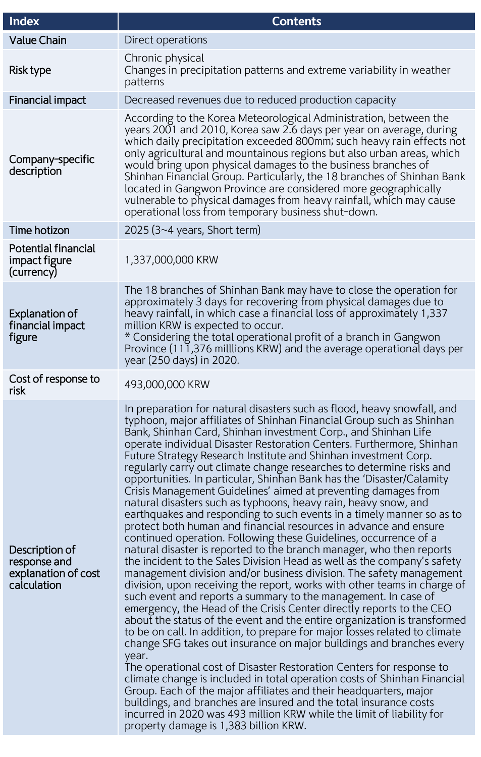| Index | Contents |
| --- | --- |
| Value Chain | Direct operations |
| Risk type | Chronic physical<br>Changes in precipitation patterns and extreme variability in weather patterns |
| Financial impact | Decreased revenues due to reduced production capacity |
| Company-specific description | According to the Korea Meteorological Administration, between the years 2001 and 2010, Korea saw 2.6 days per year on average, during which daily precipitation exceeded 800mm; such heavy rain effects not only agricultural and mountainous regions but also urban areas, which would bring upon physical damages to the business branches of Shinhan Financial Group. Particularly, the 18 branches of Shinhan Bank located in Gangwon Province are considered more geographically vulnerable to physical damages from heavy rainfall, which may cause operational loss from temporary business shut-down. |
| Time hotizon | 2025 (3~4 years, Short term) |
| Potential financial impact figure (currency) | 1,337,000,000 KRW |
| Explanation of financial impact figure | The 18 branches of Shinhan Bank may have to close the operation for approximately 3 days for recovering from physical damages due to heavy rainfall, in which case a financial loss of approximately 1,337 million KRW is expected to occur.<br>* Considering the total operational profit of a branch in Gangwon Province (111,376 milllions KRW) and the average operational days per year (250 days) in 2020. |
| Cost of response to risk | 493,000,000 KRW |
| Description of response and explanation of cost calculation | In preparation for natural disasters such as flood, heavy snowfall, and typhoon, major affiliates of Shinhan Financial Group such as Shinhan Bank, Shinhan Card, Shinhan investment Corp., and Shinhan Life operate individual Disaster Restoration Centers. Furthermore, Shinhan Future Strategy Research Institute and Shinhan investment Corp. regularly carry out climate change researches to determine risks and opportunities. In particular, Shinhan Bank has the 'Disaster/Calamity Crisis Management Guidelines' aimed at preventing damages from natural disasters such as typhoons, heavy rain, heavy snow, and earthquakes and responding to such events in a timely manner so as to protect both human and financial resources in advance and ensure continued operation. Following these Guidelines, occurrence of a natural disaster is reported to the branch manager, who then reports the incident to the Sales Division Head as well as the company's safety management division and/or business division. The safety management division, upon receiving the report, works with other teams in charge of such event and reports a summary to the management. In case of emergency, the Head of the Crisis Center directly reports to the CEO about the status of the event and the entire organization is transformed to be on call. In addition, to prepare for major losses related to climate change SFG takes out insurance on major buildings and branches every year.<br>The operational cost of Disaster Restoration Centers for response to climate change is included in total operation costs of Shinhan Financial Group. Each of the major affiliates and their headquarters, major buildings, and branches are insured and the total insurance costs incurred in 2020 was 493 million KRW while the limit of liability for property damage is 1,383 billion KRW. |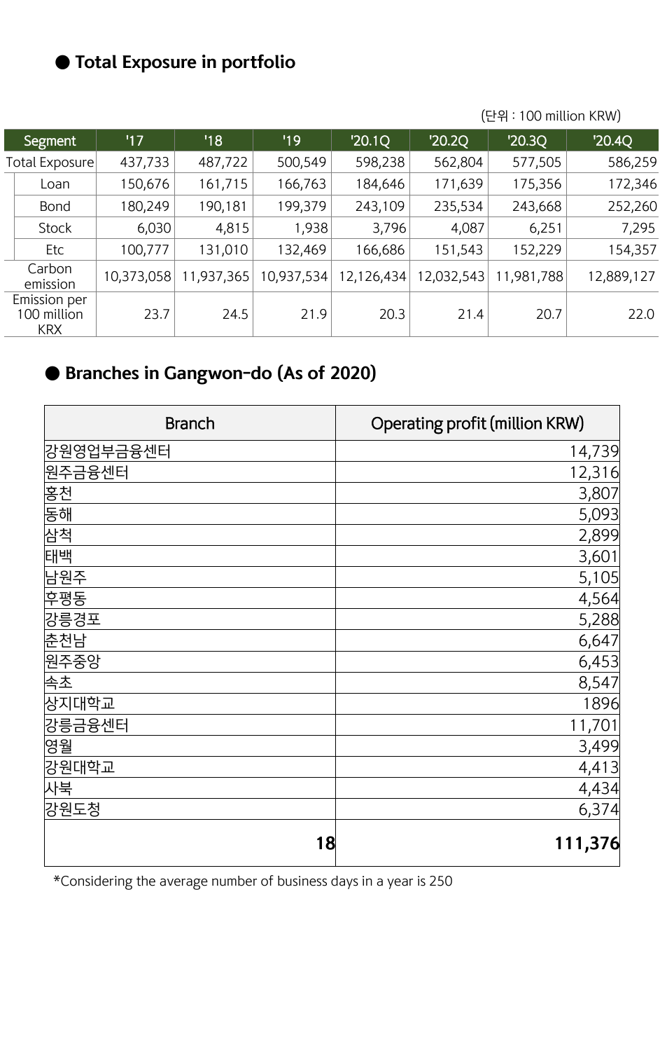## ● Total Exposure in portfolio

(단위 : 100 million KRW)

| Segment | '17 | '18 | '19 | '20.1Q | '20.2Q | '20.3Q | '20.4Q |
|---|---|---|---|---|---|---|---|
| Total Exposure | 437,733 | 487,722 | 500,549 | 598,238 | 562,804 | 577,505 | 586,259 |
| Loan | 150,676 | 161,715 | 166,763 | 184,646 | 171,639 | 175,356 | 172,346 |
| Bond | 180,249 | 190,181 | 199,379 | 243,109 | 235,534 | 243,668 | 252,260 |
| Stock | 6,030 | 4,815 | 1,938 | 3,796 | 4,087 | 6,251 | 7,295 |
| Etc | 100,777 | 131,010 | 132,469 | 166,686 | 151,543 | 152,229 | 154,357 |
| Carbon emission | 10,373,058 | 11,937,365 | 10,937,534 | 12,126,434 | 12,032,543 | 11,981,788 | 12,889,127 |
| Emission per 100 million KRX | 23.7 | 24.5 | 21.9 | 20.3 | 21.4 | 20.7 | 22.0 |

## ● Branches in Gangwon-do (As of 2020)

| Branch | Operating profit (million KRW) |
|---|---|
| 강원영업부금융센터 | 14,739 |
| 원주금융센터 | 12,316 |
| 홍천 | 3,807 |
| 동해 | 5,093 |
| 삼척 | 2,899 |
| 태백 | 3,601 |
| 남원주 | 5,105 |
| 후평동 | 4,564 |
| 강릉경포 | 5,288 |
| 춘천남 | 6,647 |
| 원주중앙 | 6,453 |
| 속초 | 8,547 |
| 상지대학교 | 1896 |
| 강릉금융센터 | 11,701 |
| 영월 | 3,499 |
| 강원대학교 | 4,413 |
| 사북 | 4,434 |
| 강원도청 | 6,374 |
| **18** | **111,376** |

*Considering the average number of business days in a year is 250